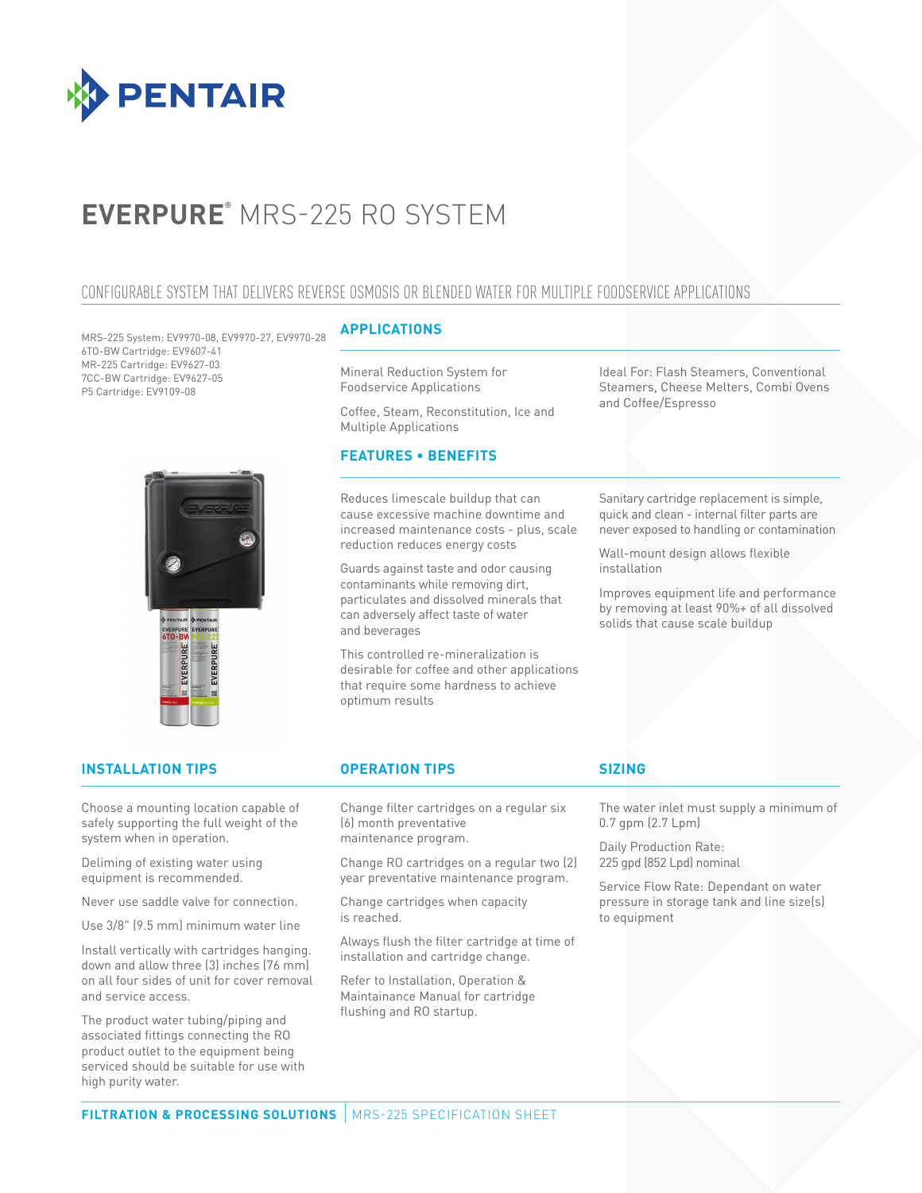# EVERPURE® MRS-225 RO SYSTEM

## CONFIGURABLE SYSTEM THAT DELIVERS REVERSE OSMOSIS OR BLENDED WATER FOR MULTIPLE FOODSERVICE APPLICATIONS

MRS-225 System: EV9970-08, EV9970-27, EV9970-28
6TO-BW Cartridge: EV9607-41
MR-225 Cartridge: EV9627-03
7CC-BW Cartridge: EV9627-05
P5 Cartridge: EV9109-08

### APPLICATIONS

Mineral Reduction System for Foodservice Applications

Coffee, Steam, Reconstitution, Ice and Multiple Applications

Ideal For: Flash Steamers, Conventional Steamers, Cheese Melters, Combi Ovens and Coffee/Espresso

### FEATURES • BENEFITS

Reduces limescale buildup that can cause excessive machine downtime and increased maintenance costs - plus, scale reduction reduces energy costs

Guards against taste and odor causing contaminants while removing dirt, particulates and dissolved minerals that can adversely affect taste of water and beverages

This controlled re-mineralization is desirable for coffee and other applications that require some hardness to achieve optimum results

Sanitary cartridge replacement is simple, quick and clean - internal filter parts are never exposed to handling or contamination

Wall-mount design allows flexible installation

Improves equipment life and performance by removing at least 90%+ of all dissolved solids that cause scale buildup

### INSTALLATION TIPS

Choose a mounting location capable of safely supporting the full weight of the system when in operation.

Deliming of existing water using equipment is recommended.

Never use saddle valve for connection.

Use 3/8" (9.5 mm) minimum water line

Install vertically with cartridges hanging. down and allow three (3) inches (76 mm) on all four sides of unit for cover removal and service access.

The product water tubing/piping and associated fittings connecting the RO product outlet to the equipment being serviced should be suitable for use with high purity water.

### OPERATION TIPS

Change filter cartridges on a regular six (6) month preventative maintenance program.

Change RO cartridges on a regular two (2) year preventative maintenance program.

Change cartridges when capacity is reached.

Always flush the filter cartridge at time of installation and cartridge change.

Refer to Installation, Operation & Maintainance Manual for cartridge flushing and RO startup.

### SIZING

The water inlet must supply a minimum of 0.7 gpm (2.7 Lpm)

Daily Production Rate: 225 gpd (852 Lpd) nominal

Service Flow Rate: Dependant on water pressure in storage tank and line size(s) to equipment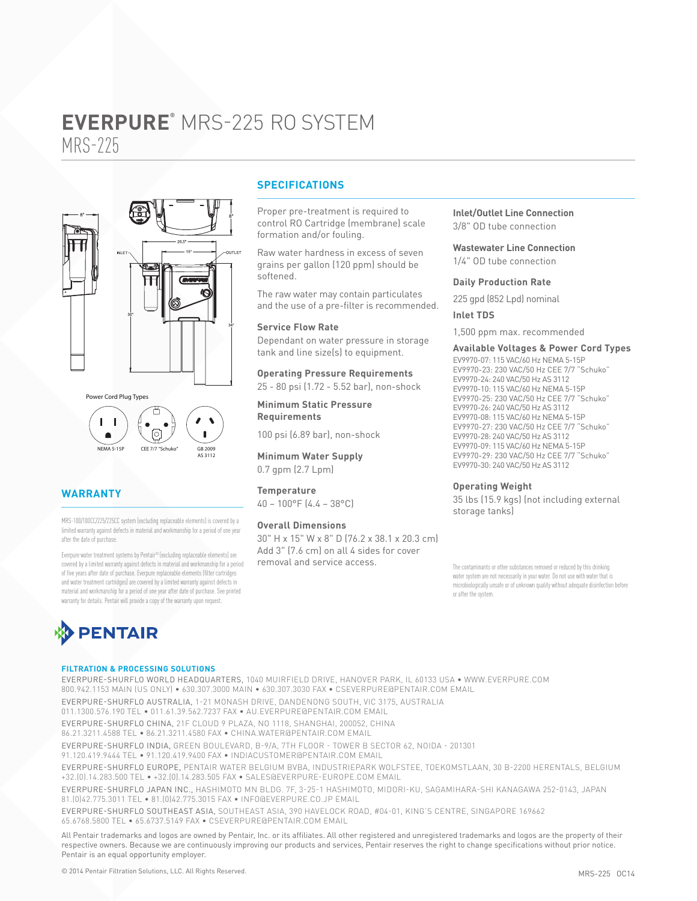# EVERPURE® MRS-225 RO SYSTEM

MRS-225

8"

8"

20.5"

INLET

15"

OUTLET

30"

34"

Power Cord Plug Types

NEMA 5-15P

CEE 7/7 "Schuko"

GB 2009
AS 3112

## SPECIFICATIONS

Proper pre-treatment is required to control RO Cartridge (membrane) scale formation and/or fouling.

Raw water hardness in excess of seven grains per gallon (120 ppm) should be softened.

The raw water may contain particulates and the use of a pre-filter is recommended.

**Service Flow Rate**
Dependant on water pressure in storage tank and line size(s) to equipment.

**Operating Pressure Requirements**
25 - 80 psi (1.72 - 5.52 bar), non-shock

**Minimum Static Pressure Requirements**

100 psi (6.89 bar), non-shock

**Minimum Water Supply**
0.7 gpm (2.7 Lpm)

**Temperature**
40 – 100°F (4.4 – 38°C)

**Overall Dimensions**
30" H x 15" W x 8" D (76.2 x 38.1 x 20.3 cm)
Add 3" (7.6 cm) on all 4 sides for cover removal and service access.

**Inlet/Outlet Line Connection**
3/8" OD tube connection

**Wastewater Line Connection**
1/4" OD tube connection

**Daily Production Rate**

225 gpd (852 Lpd) nominal

**Inlet TDS**

1,500 ppm max. recommended

**Available Voltages & Power Cord Types**

EV9970-07: 115 VAC/60 Hz NEMA 5-15P
EV9970-23: 230 VAC/50 Hz CEE 7/7 "Schuko"
EV9970-24: 240 VAC/50 Hz AS 3112
EV9970-10: 115 VAC/60 Hz NEMA 5-15P
EV9970-25: 230 VAC/50 Hz CEE 7/7 "Schuko"
EV9970-26: 240 VAC/50 Hz AS 3112
EV9970-08: 115 VAC/60 Hz NEMA 5-15P
EV9970-27: 230 VAC/50 Hz CEE 7/7 "Schuko"
EV9970-28: 240 VAC/50 Hz AS 3112
EV9970-09: 115 VAC/60 Hz NEMA 5-15P
EV9970-29: 230 VAC/50 Hz CEE 7/7 "Schuko"
EV9970-30: 240 VAC/50 Hz AS 3112

**Operating Weight**
35 lbs (15.9 kgs) (not including external storage tanks)

The contaminants or other substances removed or reduced by this drinking water system are not necessarily in your water. Do not use with water that is microbiologically unsafe or of unknown quality without adequate disinfection before or after the system.

## WARRANTY

MRS-100/100CC/225/225CC system (excluding replaceable elements) is covered by a limited warranty against defects in material and workmanship for a period of one year after the date of purchase.

Everpure water treatment systems by Pentair® (excluding replaceable elements) are covered by a limited warranty against defects in material and workmanship for a period of five years after date of purchase. Everpure replaceable elements (filter cartridges and water treatment cartridges) are covered by a limited warranty against defects in material and workmanship for a period of one year after date of purchase. See printed warranty for details. Pentair will provide a copy of the warranty upon request.

PENTAIR

**FILTRATION & PROCESSING SOLUTIONS**

EVERPURE-SHURFLO WORLD HEADQUARTERS, 1040 MUIRFIELD DRIVE, HANOVER PARK, IL 60133 USA • WWW.EVERPURE.COM
800.942.1153 MAIN (US ONLY) • 630.307.3000 MAIN • 630.307.3030 FAX • CSEVERPURE@PENTAIR.COM EMAIL

EVERPURE-SHURFLO AUSTRALIA, 1-21 MONASH DRIVE, DANDENONG SOUTH, VIC 3175, AUSTRALIA
011.1300.576.190 TEL • 011.61.39.562.7237 FAX • AU.EVERPURE@PENTAIR.COM EMAIL

EVERPURE-SHURFLO CHINA, 21F CLOUD 9 PLAZA, NO 1118, SHANGHAI, 200052, CHINA
86.21.3211.4588 TEL • 86.21.3211.4580 FAX • CHINA.WATER@PENTAIR.COM EMAIL

EVERPURE-SHURFLO INDIA, GREEN BOULEVARD, B-9/A, 7TH FLOOR - TOWER B SECTOR 62, NOIDA - 201301
91.120.419.9444 TEL • 91.120.419.9400 FAX • INDIACUSTOMER@PENTAIR.COM EMAIL

EVERPURE-SHURFLO EUROPE, PENTAIR WATER BELGIUM BVBA, INDUSTRIEPARK WOLFSTEE, TOEKOMSTLAAN, 30 B-2200 HERENTALS, BELGIUM
+32.(0).14.283.500 TEL • +32.(0).14.283.505 FAX • SALES@EVERPURE-EUROPE.COM EMAIL

EVERPURE-SHURFLO JAPAN INC., HASHIMOTO MN BLDG. 7F, 3-25-1 HASHIMOTO, MIDORI-KU, SAGAMIHARA-SHI KANAGAWA 252-0143, JAPAN
81.(0)42.775.3011 TEL • 81.(0)42.775.3015 FAX • INFO@EVERPURE.CO.JP EMAIL

EVERPURE-SHURFLO SOUTHEAST ASIA, SOUTHEAST ASIA, 390 HAVELOCK ROAD, #04-01, KING'S CENTRE, SINGAPORE 169662
65.6768.5800 TEL • 65.6737.5149 FAX • CSEVERPURE@PENTAIR.COM EMAIL

All Pentair trademarks and logos are owned by Pentair, Inc. or its affiliates. All other registered and unregistered trademarks and logos are the property of their respective owners. Because we are continuously improving our products and services, Pentair reserves the right to change specifications without prior notice. Pentair is an equal opportunity employer.

© 2014 Pentair Filtration Solutions, LLC. All Rights Reserved.

MRS-225 OC14